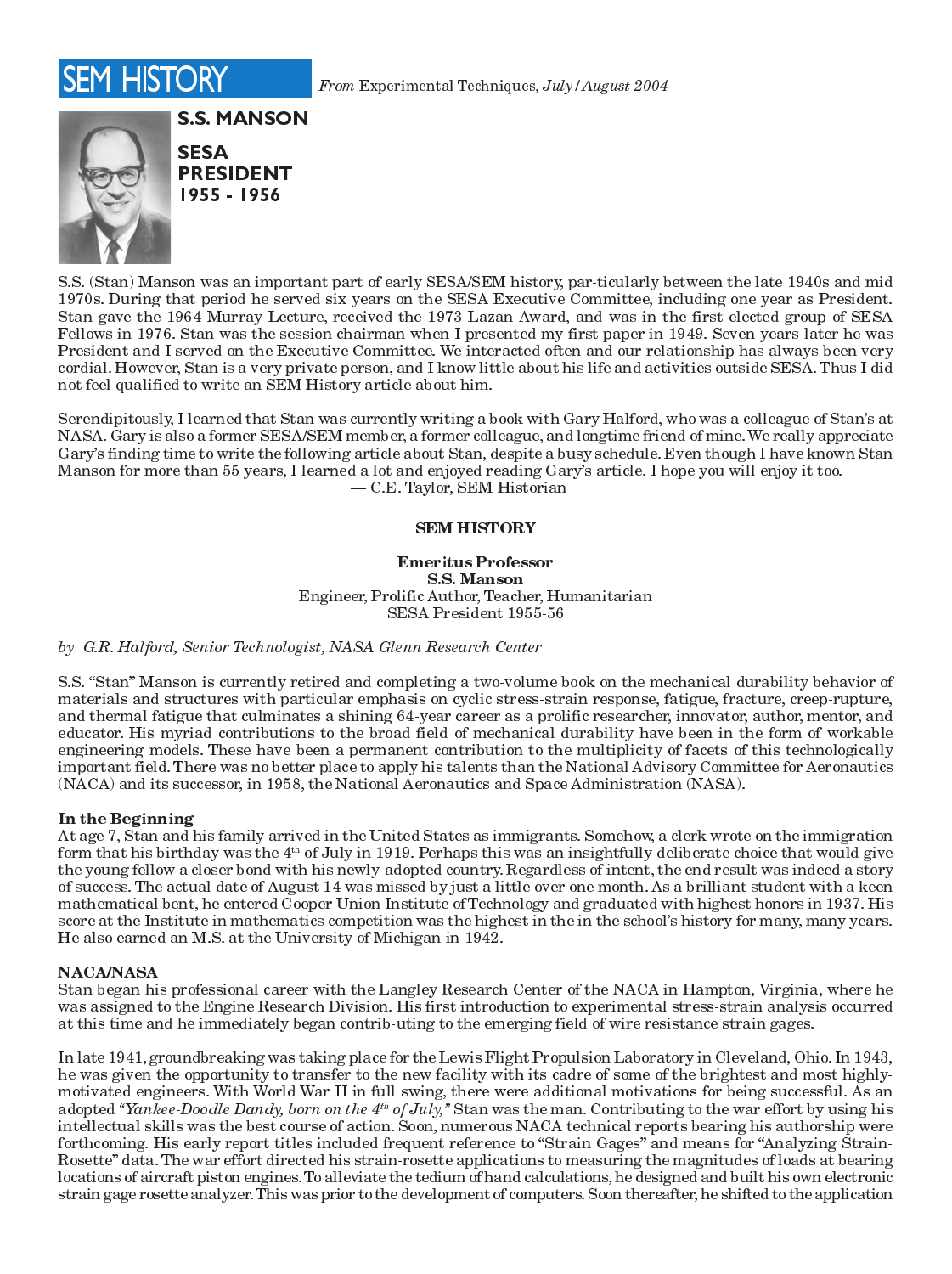# SEM HISTORY

*From* Experimental Techniques, *July/August 2004*

## S.S. MANSON

**SESA PRESIDENT 1955 - 1956**

S.S. (Stan) Manson was an important part of early SESA/SEM history, par-ticularly between the late 1940s and mid 1970s. During that period he served six years on the SESA Executive Committee, including one year as President. Stan gave the 1964 Murray Lecture, received the 1973 Lazan Award, and was in the first elected group of SESA Fellows in 1976. Stan was the session chairman when I presented my first paper in 1949. Seven years later he was President and I served on the Executive Committee. We interacted often and our relationship has always been very cordial. However, Stan is a very private person, and I know little about his life and activities outside SESA. Thus I did not feel qualified to write an SEM History article about him.

Serendipitously, I learned that Stan was currently writing a book with Gary Halford, who was a colleague of Stan's at NASA. Gary is also a former SESA/SEM member, a former colleague, and longtime friend of mine. We really appreciate Gary's finding time to write the following article about Stan, despite a busy schedule. Even though I have known Stan Manson for more than 55 years, I learned a lot and enjoyed reading Gary's article. I hope you will enjoy it too.

— C.E. Taylor, SEM Historian

**SEM HISTORY**

**Emeritus Professor**
**S.S. Manson**
Engineer, Prolific Author, Teacher, Humanitarian
SESA President 1955-56

*by G.R. Halford, Senior Technologist, NASA Glenn Research Center*

S.S. "Stan" Manson is currently retired and completing a two-volume book on the mechanical durability behavior of materials and structures with particular emphasis on cyclic stress-strain response, fatigue, fracture, creep-rupture, and thermal fatigue that culminates a shining 64-year career as a prolific researcher, innovator, author, mentor, and educator. His myriad contributions to the broad field of mechanical durability have been in the form of workable engineering models. These have been a permanent contribution to the multiplicity of facets of this technologically important field. There was no better place to apply his talents than the National Advisory Committee for Aeronautics (NACA) and its successor, in 1958, the National Aeronautics and Space Administration (NASA).

### In the Beginning

At age 7, Stan and his family arrived in the United States as immigrants. Somehow, a clerk wrote on the immigration form that his birthday was the 4th of July in 1919. Perhaps this was an insightfully deliberate choice that would give the young fellow a closer bond with his newly-adopted country. Regardless of intent, the end result was indeed a story of success. The actual date of August 14 was missed by just a little over one month. As a brilliant student with a keen mathematical bent, he entered Cooper-Union Institute of Technology and graduated with highest honors in 1937. His score at the Institute in mathematics competition was the highest in the in the school's history for many, many years. He also earned an M.S. at the University of Michigan in 1942.

### NACA/NASA

Stan began his professional career with the Langley Research Center of the NACA in Hampton, Virginia, where he was assigned to the Engine Research Division. His first introduction to experimental stress-strain analysis occurred at this time and he immediately began contrib-uting to the emerging field of wire resistance strain gages.

In late 1941, groundbreaking was taking place for the Lewis Flight Propulsion Laboratory in Cleveland, Ohio. In 1943, he was given the opportunity to transfer to the new facility with its cadre of some of the brightest and most highly-motivated engineers. With World War II in full swing, there were additional motivations for being successful. As an adopted *"Yankee-Doodle Dandy, born on the 4th of July,"* Stan was the man. Contributing to the war effort by using his intellectual skills was the best course of action. Soon, numerous NACA technical reports bearing his authorship were forthcoming. His early report titles included frequent reference to "Strain Gages" and means for "Analyzing Strain-Rosette" data. The war effort directed his strain-rosette applications to measuring the magnitudes of loads at bearing locations of aircraft piston engines. To alleviate the tedium of hand calculations, he designed and built his own electronic strain gage rosette analyzer. This was prior to the development of computers. Soon thereafter, he shifted to the application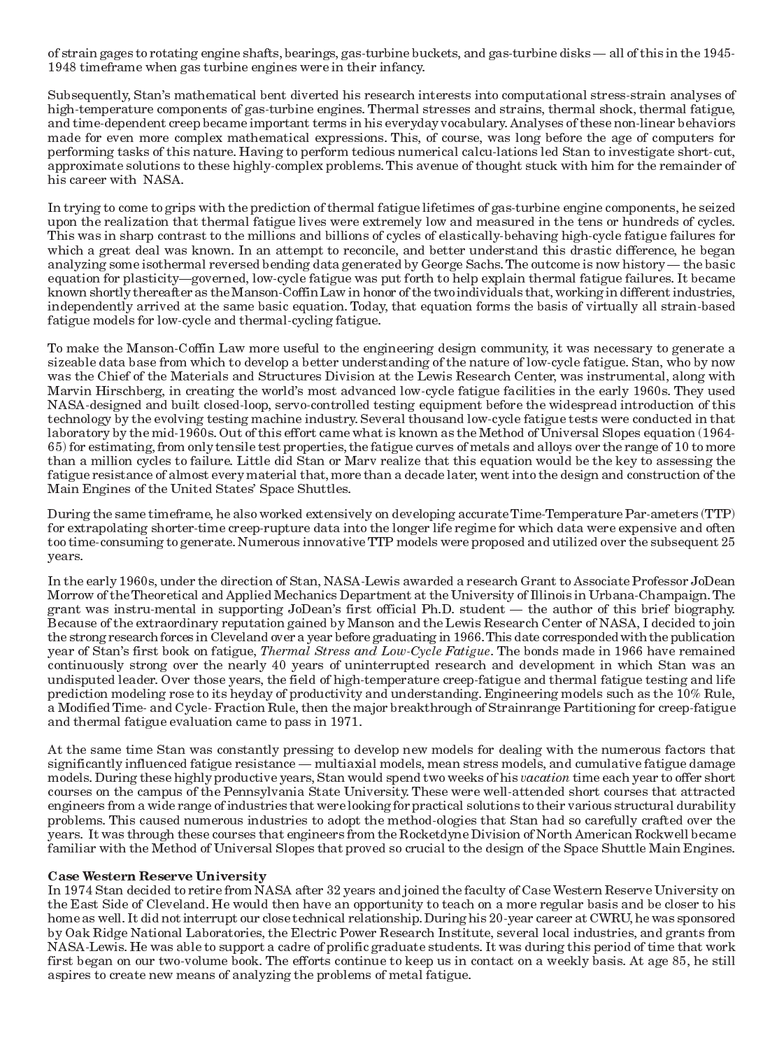of strain gages to rotating engine shafts, bearings, gas-turbine buckets, and gas-turbine disks — all of this in the 1945-1948 timeframe when gas turbine engines were in their infancy.

Subsequently, Stan's mathematical bent diverted his research interests into computational stress-strain analyses of high-temperature components of gas-turbine engines. Thermal stresses and strains, thermal shock, thermal fatigue, and time-dependent creep became important terms in his everyday vocabulary. Analyses of these non-linear behaviors made for even more complex mathematical expressions. This, of course, was long before the age of computers for performing tasks of this nature. Having to perform tedious numerical calcu-lations led Stan to investigate short-cut, approximate solutions to these highly-complex problems. This avenue of thought stuck with him for the remainder of his career with NASA.

In trying to come to grips with the prediction of thermal fatigue lifetimes of gas-turbine engine components, he seized upon the realization that thermal fatigue lives were extremely low and measured in the tens or hundreds of cycles. This was in sharp contrast to the millions and billions of cycles of elastically-behaving high-cycle fatigue failures for which a great deal was known. In an attempt to reconcile, and better understand this drastic difference, he began analyzing some isothermal reversed bending data generated by George Sachs. The outcome is now history — the basic equation for plasticity—governed, low-cycle fatigue was put forth to help explain thermal fatigue failures. It became known shortly thereafter as the Manson-Coffin Law in honor of the two individuals that, working in different industries, independently arrived at the same basic equation. Today, that equation forms the basis of virtually all strain-based fatigue models for low-cycle and thermal-cycling fatigue.

To make the Manson-Coffin Law more useful to the engineering design community, it was necessary to generate a sizeable data base from which to develop a better understanding of the nature of low-cycle fatigue. Stan, who by now was the Chief of the Materials and Structures Division at the Lewis Research Center, was instrumental, along with Marvin Hirschberg, in creating the world's most advanced low-cycle fatigue facilities in the early 1960s. They used NASA-designed and built closed-loop, servo-controlled testing equipment before the widespread introduction of this technology by the evolving testing machine industry. Several thousand low-cycle fatigue tests were conducted in that laboratory by the mid-1960s. Out of this effort came what is known as the Method of Universal Slopes equation (1964-65) for estimating, from only tensile test properties, the fatigue curves of metals and alloys over the range of 10 to more than a million cycles to failure. Little did Stan or Marv realize that this equation would be the key to assessing the fatigue resistance of almost every material that, more than a decade later, went into the design and construction of the Main Engines of the United States' Space Shuttles.

During the same timeframe, he also worked extensively on developing accurate Time-Temperature Par-ameters (TTP) for extrapolating shorter-time creep-rupture data into the longer life regime for which data were expensive and often too time-consuming to generate. Numerous innovative TTP models were proposed and utilized over the subsequent 25 years.

In the early 1960s, under the direction of Stan, NASA-Lewis awarded a research Grant to Associate Professor JoDean Morrow of the Theoretical and Applied Mechanics Department at the University of Illinois in Urbana-Champaign. The grant was instru-mental in supporting JoDean's first official Ph.D. student — the author of this brief biography. Because of the extraordinary reputation gained by Manson and the Lewis Research Center of NASA, I decided to join the strong research forces in Cleveland over a year before graduating in 1966. This date corresponded with the publication year of Stan's first book on fatigue, *Thermal Stress and Low-Cycle Fatigue*. The bonds made in 1966 have remained continuously strong over the nearly 40 years of uninterrupted research and development in which Stan was an undisputed leader. Over those years, the field of high-temperature creep-fatigue and thermal fatigue testing and life prediction modeling rose to its heyday of productivity and understanding. Engineering models such as the 10% Rule, a Modified Time- and Cycle- Fraction Rule, then the major breakthrough of Strainrange Partitioning for creep-fatigue and thermal fatigue evaluation came to pass in 1971.

At the same time Stan was constantly pressing to develop new models for dealing with the numerous factors that significantly influenced fatigue resistance — multiaxial models, mean stress models, and cumulative fatigue damage models. During these highly productive years, Stan would spend two weeks of his *vacation* time each year to offer short courses on the campus of the Pennsylvania State University. These were well-attended short courses that attracted engineers from a wide range of industries that were looking for practical solutions to their various structural durability problems. This caused numerous industries to adopt the method-ologies that Stan had so carefully crafted over the years. It was through these courses that engineers from the Rocketdyne Division of North American Rockwell became familiar with the Method of Universal Slopes that proved so crucial to the design of the Space Shuttle Main Engines.

**Case Western Reserve University**

In 1974 Stan decided to retire from NASA after 32 years and joined the faculty of Case Western Reserve University on the East Side of Cleveland. He would then have an opportunity to teach on a more regular basis and be closer to his home as well. It did not interrupt our close technical relationship. During his 20-year career at CWRU, he was sponsored by Oak Ridge National Laboratories, the Electric Power Research Institute, several local industries, and grants from NASA-Lewis. He was able to support a cadre of prolific graduate students. It was during this period of time that work first began on our two-volume book. The efforts continue to keep us in contact on a weekly basis. At age 85, he still aspires to create new means of analyzing the problems of metal fatigue.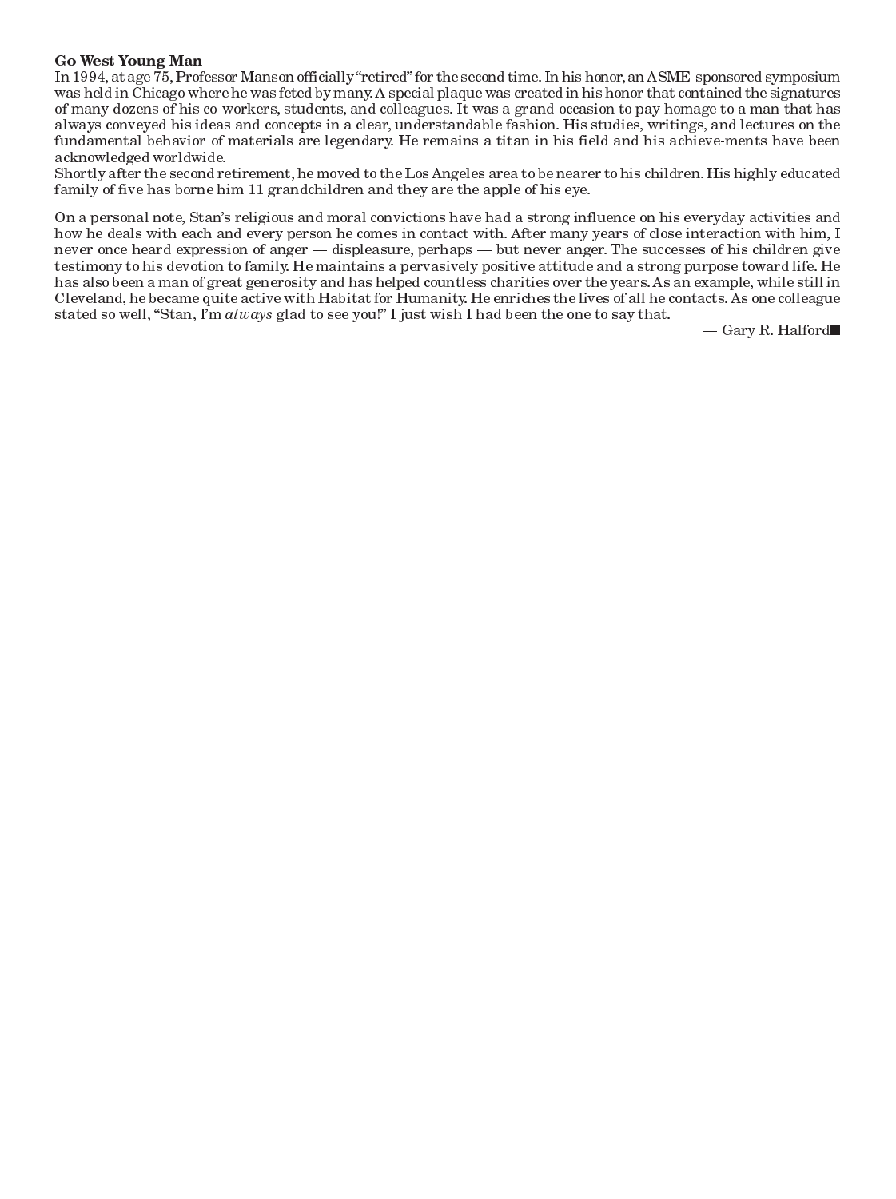**Go West Young Man**

In 1994, at age 75, Professor Manson officially "retired" for the second time. In his honor, an ASME-sponsored symposium was held in Chicago where he was feted by many. A special plaque was created in his honor that contained the signatures of many dozens of his co-workers, students, and colleagues. It was a grand occasion to pay homage to a man that has always conveyed his ideas and concepts in a clear, understandable fashion. His studies, writings, and lectures on the fundamental behavior of materials are legendary. He remains a titan in his field and his achieve-ments have been acknowledged worldwide.

Shortly after the second retirement, he moved to the Los Angeles area to be nearer to his children. His highly educated family of five has borne him 11 grandchildren and they are the apple of his eye.

On a personal note, Stan's religious and moral convictions have had a strong influence on his everyday activities and how he deals with each and every person he comes in contact with. After many years of close interaction with him, I never once heard expression of anger — displeasure, perhaps — but never anger. The successes of his children give testimony to his devotion to family. He maintains a pervasively positive attitude and a strong purpose toward life. He has also been a man of great generosity and has helped countless charities over the years. As an example, while still in Cleveland, he became quite active with Habitat for Humanity. He enriches the lives of all he contacts. As one colleague stated so well, "Stan, I'm *always* glad to see you!" I just wish I had been the one to say that.

— Gary R. Halford■